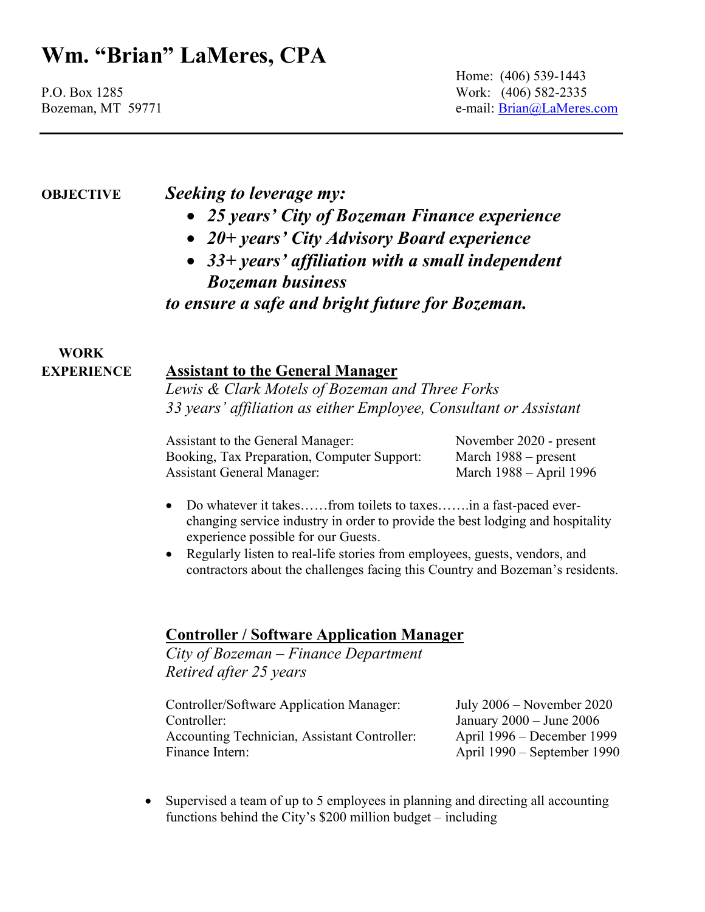# Wm. "Brian" LaMeres, CPA

P.O. Box 1285
Bozeman, MT 59771

Home: (406) 539-1443
Work: (406) 582-2335
e-mail: Brian@LaMeres.com

---

**OBJECTIVE**

***Seeking to leverage my:***

- ***25 years' City of Bozeman Finance experience***
- ***20+ years' City Advisory Board experience***
- ***33+ years' affiliation with a small independent Bozeman business***

***to ensure a safe and bright future for Bozeman.***

**WORK EXPERIENCE**

**Assistant to the General Manager**

*Lewis & Clark Motels of Bozeman and Three Forks*
*33 years' affiliation as either Employee, Consultant or Assistant*

| | |
|---|---|
| Assistant to the General Manager: | November 2020 - present |
| Booking, Tax Preparation, Computer Support: | March 1988 – present |
| Assistant General Manager: | March 1988 – April 1996 |

- Do whatever it takes……from toilets to taxes…….in a fast-paced ever-changing service industry in order to provide the best lodging and hospitality experience possible for our Guests.
- Regularly listen to real-life stories from employees, guests, vendors, and contractors about the challenges facing this Country and Bozeman's residents.

**Controller / Software Application Manager**

*City of Bozeman – Finance Department*
*Retired after 25 years*

| | |
|---|---|
| Controller/Software Application Manager: | July 2006 – November 2020 |
| Controller: | January 2000 – June 2006 |
| Accounting Technician, Assistant Controller: | April 1996 – December 1999 |
| Finance Intern: | April 1990 – September 1990 |

- Supervised a team of up to 5 employees in planning and directing all accounting functions behind the City's $200 million budget – including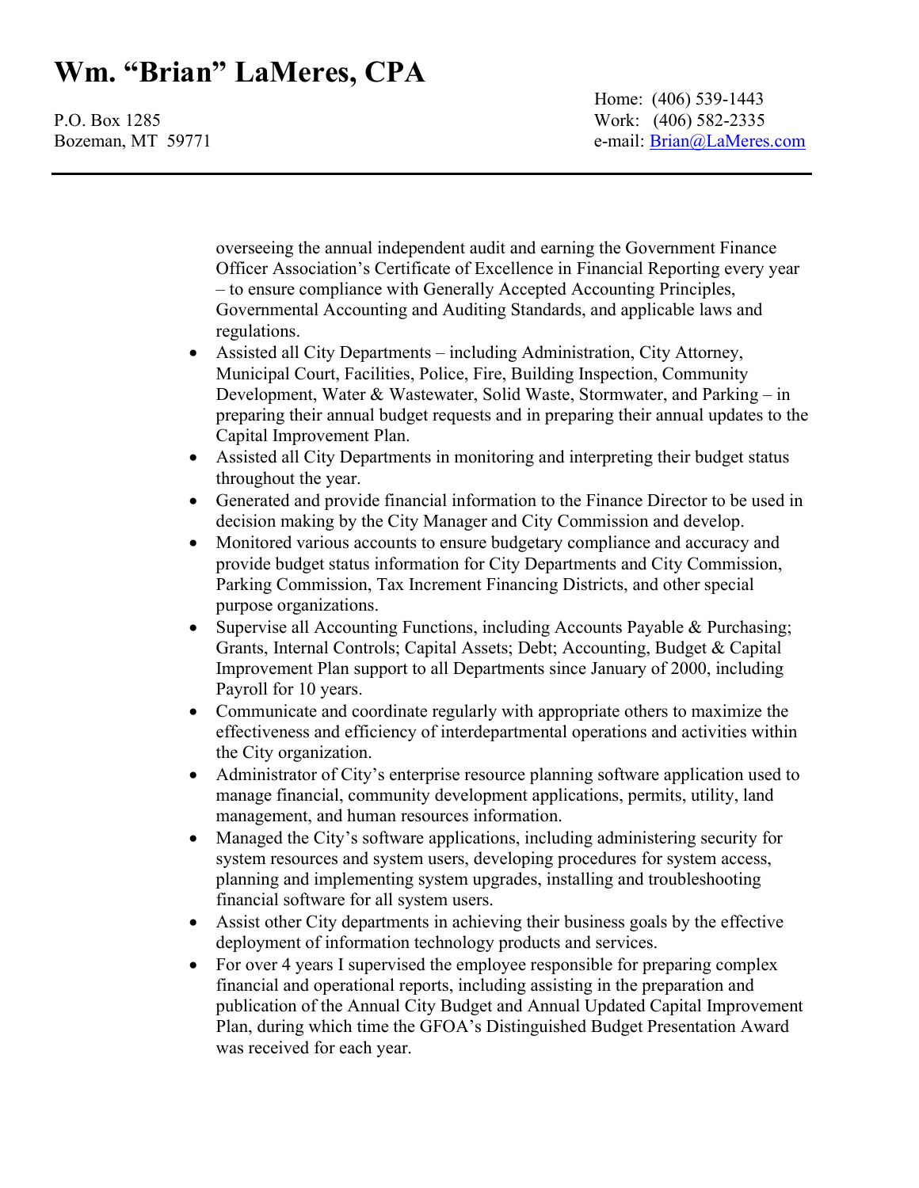# Wm. "Brian" LaMeres, CPA

P.O. Box 1285
Bozeman, MT 59771

Home: (406) 539-1443
Work: (406) 582-2335
e-mail: Brian@LaMeres.com

---

overseeing the annual independent audit and earning the Government Finance Officer Association's Certificate of Excellence in Financial Reporting every year – to ensure compliance with Generally Accepted Accounting Principles, Governmental Accounting and Auditing Standards, and applicable laws and regulations.

- Assisted all City Departments – including Administration, City Attorney, Municipal Court, Facilities, Police, Fire, Building Inspection, Community Development, Water & Wastewater, Solid Waste, Stormwater, and Parking – in preparing their annual budget requests and in preparing their annual updates to the Capital Improvement Plan.
- Assisted all City Departments in monitoring and interpreting their budget status throughout the year.
- Generated and provide financial information to the Finance Director to be used in decision making by the City Manager and City Commission and develop.
- Monitored various accounts to ensure budgetary compliance and accuracy and provide budget status information for City Departments and City Commission, Parking Commission, Tax Increment Financing Districts, and other special purpose organizations.
- Supervise all Accounting Functions, including Accounts Payable & Purchasing; Grants, Internal Controls; Capital Assets; Debt; Accounting, Budget & Capital Improvement Plan support to all Departments since January of 2000, including Payroll for 10 years.
- Communicate and coordinate regularly with appropriate others to maximize the effectiveness and efficiency of interdepartmental operations and activities within the City organization.
- Administrator of City's enterprise resource planning software application used to manage financial, community development applications, permits, utility, land management, and human resources information.
- Managed the City's software applications, including administering security for system resources and system users, developing procedures for system access, planning and implementing system upgrades, installing and troubleshooting financial software for all system users.
- Assist other City departments in achieving their business goals by the effective deployment of information technology products and services.
- For over 4 years I supervised the employee responsible for preparing complex financial and operational reports, including assisting in the preparation and publication of the Annual City Budget and Annual Updated Capital Improvement Plan, during which time the GFOA's Distinguished Budget Presentation Award was received for each year.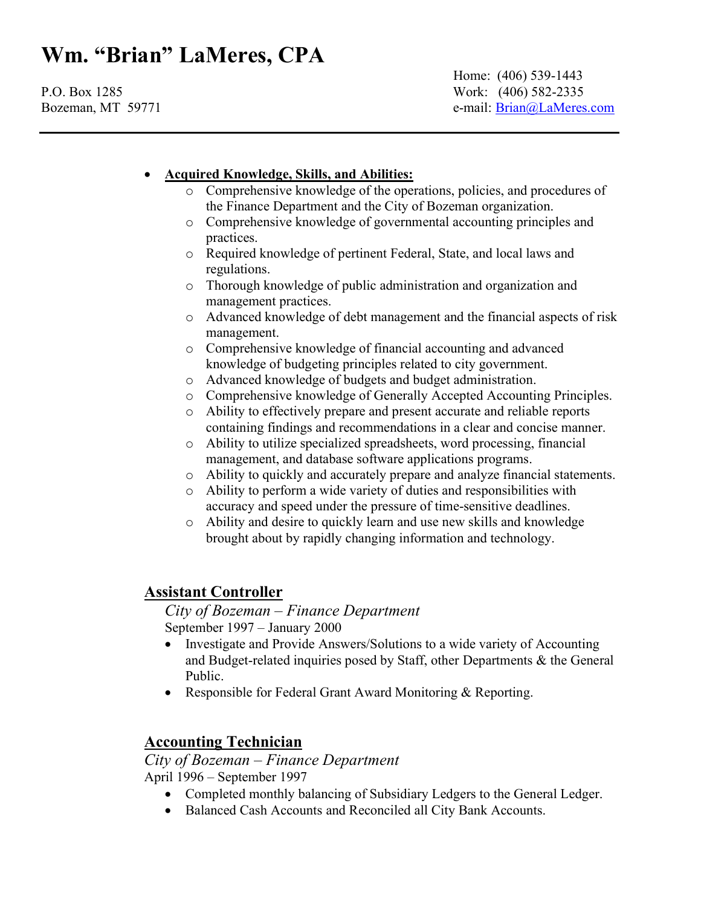# Wm. "Brian" LaMeres, CPA

P.O. Box 1285
Bozeman, MT 59771

Home: (406) 539-1443
Work: (406) 582-2335
e-mail: Brian@LaMeres.com

---

- **Acquired Knowledge, Skills, and Abilities:**
  - Comprehensive knowledge of the operations, policies, and procedures of the Finance Department and the City of Bozeman organization.
  - Comprehensive knowledge of governmental accounting principles and practices.
  - Required knowledge of pertinent Federal, State, and local laws and regulations.
  - Thorough knowledge of public administration and organization and management practices.
  - Advanced knowledge of debt management and the financial aspects of risk management.
  - Comprehensive knowledge of financial accounting and advanced knowledge of budgeting principles related to city government.
  - Advanced knowledge of budgets and budget administration.
  - Comprehensive knowledge of Generally Accepted Accounting Principles.
  - Ability to effectively prepare and present accurate and reliable reports containing findings and recommendations in a clear and concise manner.
  - Ability to utilize specialized spreadsheets, word processing, financial management, and database software applications programs.
  - Ability to quickly and accurately prepare and analyze financial statements.
  - Ability to perform a wide variety of duties and responsibilities with accuracy and speed under the pressure of time-sensitive deadlines.
  - Ability and desire to quickly learn and use new skills and knowledge brought about by rapidly changing information and technology.

## Assistant Controller

*City of Bozeman – Finance Department*
September 1997 – January 2000

- Investigate and Provide Answers/Solutions to a wide variety of Accounting and Budget-related inquiries posed by Staff, other Departments & the General Public.
- Responsible for Federal Grant Award Monitoring & Reporting.

## Accounting Technician

*City of Bozeman – Finance Department*
April 1996 – September 1997

- Completed monthly balancing of Subsidiary Ledgers to the General Ledger.
- Balanced Cash Accounts and Reconciled all City Bank Accounts.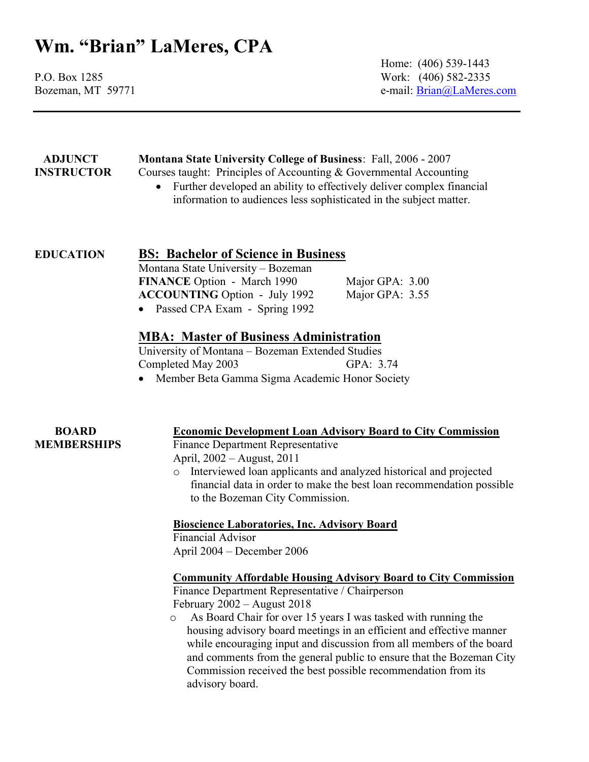# Wm. "Brian" LaMeres, CPA

P.O. Box 1285
Bozeman, MT 59771

Home: (406) 539-1443
Work: (406) 582-2335
e-mail: Brian@LaMeres.com

---

**ADJUNCT INSTRUCTOR**

**Montana State University College of Business**: Fall, 2006 - 2007
Courses taught: Principles of Accounting & Governmental Accounting

- Further developed an ability to effectively deliver complex financial information to audiences less sophisticated in the subject matter.

**EDUCATION**

**BS: Bachelor of Science in Business**

Montana State University – Bozeman
**FINANCE** Option - March 1990 Major GPA: 3.00
**ACCOUNTING** Option - July 1992 Major GPA: 3.55

- Passed CPA Exam - Spring 1992

**MBA: Master of Business Administration**

University of Montana – Bozeman Extended Studies
Completed May 2003 GPA: 3.74

- Member Beta Gamma Sigma Academic Honor Society

**BOARD MEMBERSHIPS**

**Economic Development Loan Advisory Board to City Commission**

Finance Department Representative
April, 2002 – August, 2011

- Interviewed loan applicants and analyzed historical and projected financial data in order to make the best loan recommendation possible to the Bozeman City Commission.

**Bioscience Laboratories, Inc. Advisory Board**

Financial Advisor
April 2004 – December 2006

**Community Affordable Housing Advisory Board to City Commission**

Finance Department Representative / Chairperson
February 2002 – August 2018

- As Board Chair for over 15 years I was tasked with running the housing advisory board meetings in an efficient and effective manner while encouraging input and discussion from all members of the board and comments from the general public to ensure that the Bozeman City Commission received the best possible recommendation from its advisory board.